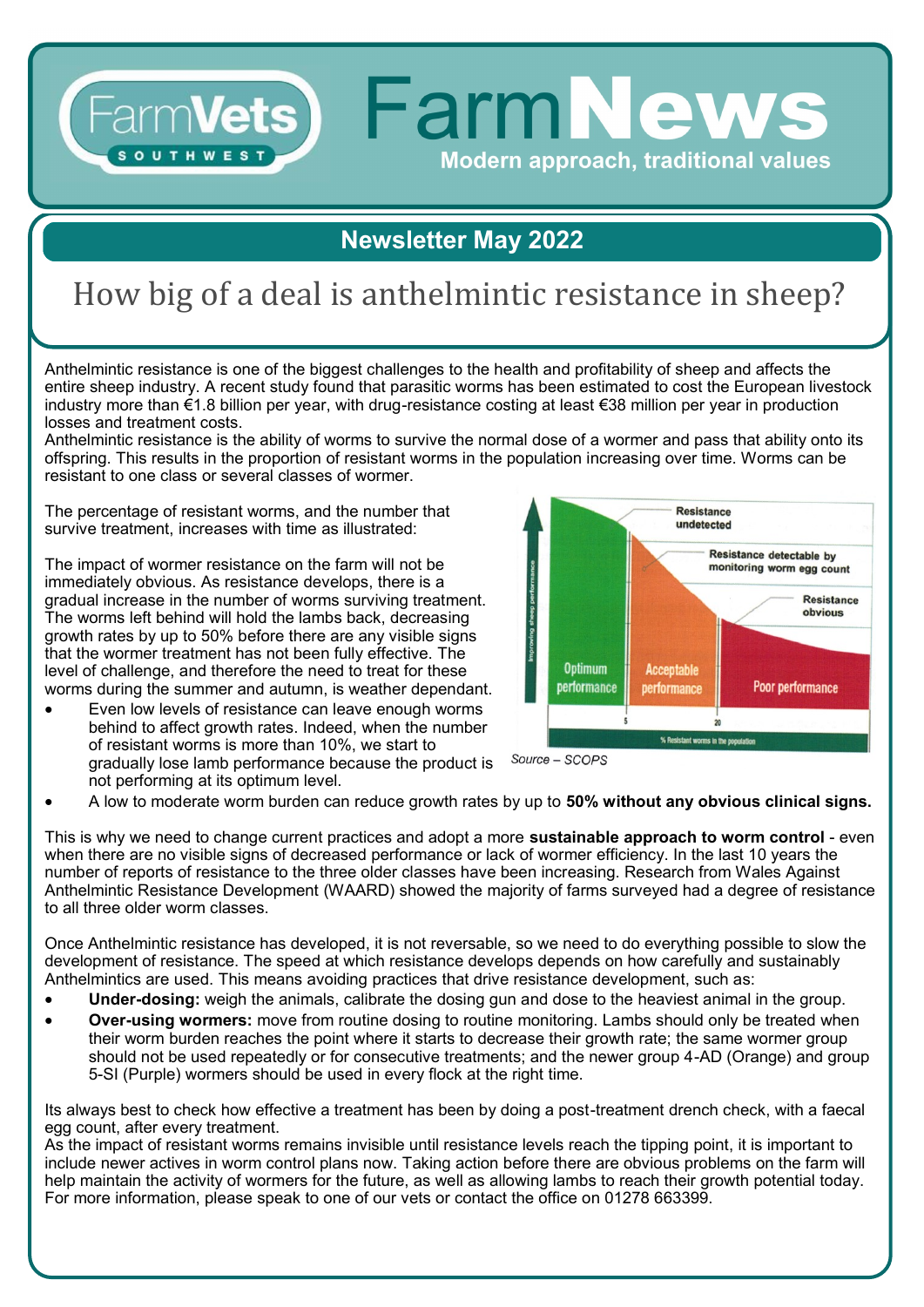# FarmVets SOUTHWEST

# FarmNews

**Modern approach, traditional values**

## Newsletter May 2022

# How big of a deal is anthelmintic resistance in sheep?

Anthelmintic resistance is one of the biggest challenges to the health and profitability of sheep and affects the entire sheep industry. A recent study found that parasitic worms has been estimated to cost the European livestock industry more than €1.8 billion per year, with drug-resistance costing at least €38 million per year in production losses and treatment costs.

Anthelmintic resistance is the ability of worms to survive the normal dose of a wormer and pass that ability onto its offspring. This results in the proportion of resistant worms in the population increasing over time. Worms can be resistant to one class or several classes of wormer.

The percentage of resistant worms, and the number that survive treatment, increases with time as illustrated:

Source – SCOPS

The impact of wormer resistance on the farm will not be immediately obvious. As resistance develops, there is a gradual increase in the number of worms surviving treatment. The worms left behind will hold the lambs back, decreasing growth rates by up to 50% before there are any visible signs that the wormer treatment has not been fully effective. The level of challenge, and therefore the need to treat for these worms during the summer and autumn, is weather dependant.

- Even low levels of resistance can leave enough worms behind to affect growth rates. Indeed, when the number of resistant worms is more than 10%, we start to gradually lose lamb performance because the product is not performing at its optimum level.
- A low to moderate worm burden can reduce growth rates by up to **50% without any obvious clinical signs.**

This is why we need to change current practices and adopt a more **sustainable approach to worm control** - even when there are no visible signs of decreased performance or lack of wormer efficiency. In the last 10 years the number of reports of resistance to the three older classes have been increasing. Research from Wales Against Anthelmintic Resistance Development (WAARD) showed the majority of farms surveyed had a degree of resistance to all three older worm classes.

Once Anthelmintic resistance has developed, it is not reversable, so we need to do everything possible to slow the development of resistance. The speed at which resistance develops depends on how carefully and sustainably Anthelmintics are used. This means avoiding practices that drive resistance development, such as:

- **Under-dosing:** weigh the animals, calibrate the dosing gun and dose to the heaviest animal in the group.
- **Over-using wormers:** move from routine dosing to routine monitoring. Lambs should only be treated when their worm burden reaches the point where it starts to decrease their growth rate; the same wormer group should not be used repeatedly or for consecutive treatments; and the newer group 4-AD (Orange) and group 5-SI (Purple) wormers should be used in every flock at the right time.

Its always best to check how effective a treatment has been by doing a post-treatment drench check, with a faecal egg count, after every treatment.

As the impact of resistant worms remains invisible until resistance levels reach the tipping point, it is important to include newer actives in worm control plans now. Taking action before there are obvious problems on the farm will help maintain the activity of wormers for the future, as well as allowing lambs to reach their growth potential today. For more information, please speak to one of our vets or contact the office on 01278 663399.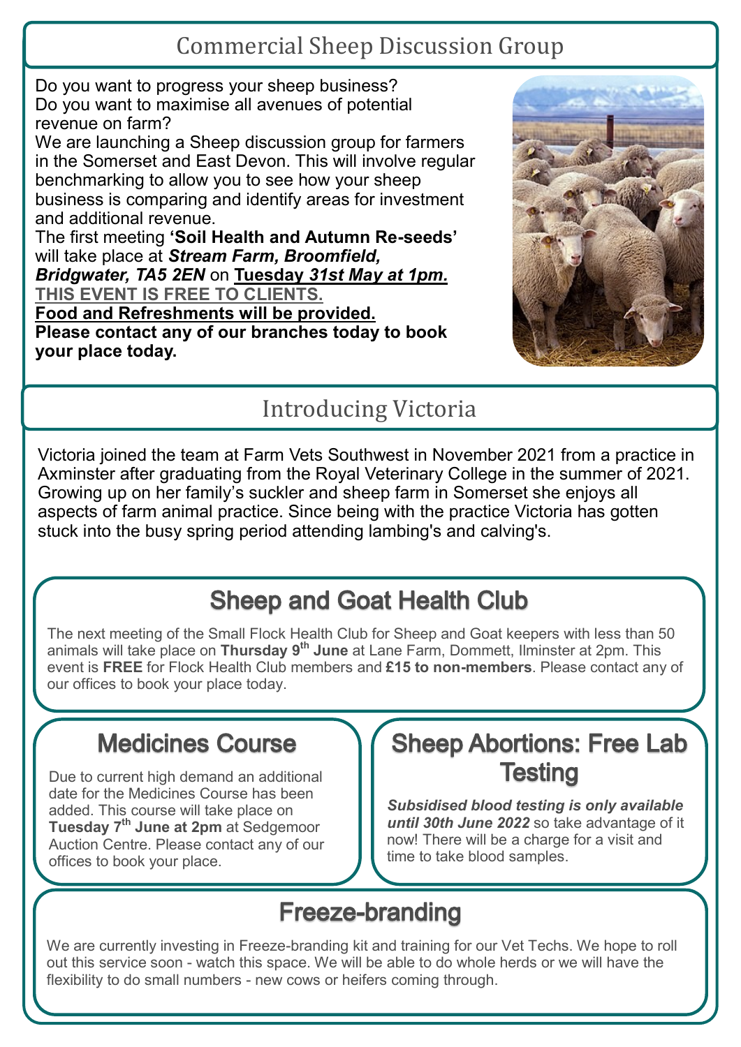## Commercial Sheep Discussion Group

Do you want to progress your sheep business?
Do you want to maximise all avenues of potential revenue on farm?
We are launching a Sheep discussion group for farmers in the Somerset and East Devon. This will involve regular benchmarking to allow you to see how your sheep business is comparing and identify areas for investment and additional revenue.
The first meeting **'Soil Health and Autumn Re-seeds'** will take place at ***Stream Farm, Broomfield, Bridgwater, TA5 2EN*** on **Tuesday *31st May at 1pm.***
**THIS EVENT IS FREE TO CLIENTS.**
**Food and Refreshments will be provided.**
**Please contact any of our branches today to book your place today.**

## Introducing Victoria

Victoria joined the team at Farm Vets Southwest in November 2021 from a practice in Axminster after graduating from the Royal Veterinary College in the summer of 2021. Growing up on her family's suckler and sheep farm in Somerset she enjoys all aspects of farm animal practice. Since being with the practice Victoria has gotten stuck into the busy spring period attending lambing's and calving's.

## Sheep and Goat Health Club

The next meeting of the Small Flock Health Club for Sheep and Goat keepers with less than 50 animals will take place on **Thursday 9th June** at Lane Farm, Dommett, Ilminster at 2pm. This event is **FREE** for Flock Health Club members and **£15 to non-members**. Please contact any of our offices to book your place today.

## Medicines Course

Due to current high demand an additional date for the Medicines Course has been added. This course will take place on **Tuesday 7th June at 2pm** at Sedgemoor Auction Centre. Please contact any of our offices to book your place.

## Sheep Abortions: Free Lab Testing

***Subsidised blood testing is only available until 30th June 2022*** so take advantage of it now! There will be a charge for a visit and time to take blood samples.

## Freeze-branding

We are currently investing in Freeze-branding kit and training for our Vet Techs. We hope to roll out this service soon - watch this space. We will be able to do whole herds or we will have the flexibility to do small numbers - new cows or heifers coming through.